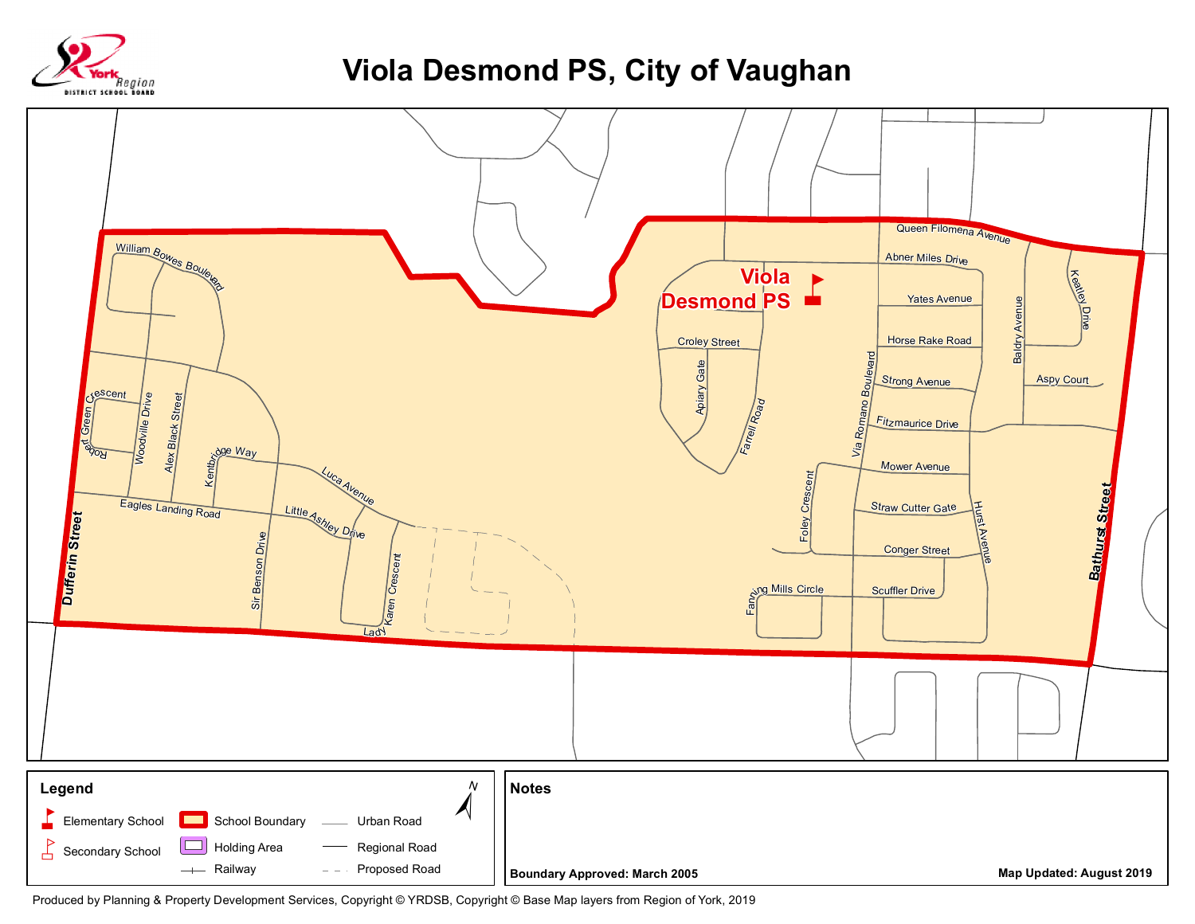# Viola Desmond PS, City of Vaughan

York Region District School Board

Viola Desmond PS

William Bowes Boulevard
Robert Green Crescent
Woodville Drive
Alex Black Street
Kentbridge Way
Luca Avenue
Eagles Landing Road
Little Ashley Drive
Sir Benson Drive
Karen Crescent
Lady
Dufferin Street
Queen Filomena Avenue
Abner Miles Drive
Yates Avenue
Horse Rake Road
Strong Avenue
Fitzmaurice Drive
Mower Avenue
Straw Cutter Gate
Conger Street
Scuffler Drive
Fanning Mills Circle
Foley Crescent
Via Romano Boulevard
Hurst Avenue
Baldry Avenue
Keatley Drive
Aspy Court
Croley Street
Apiary Gate
Farrell Road
Bathurst Street

## Legend

- Elementary School
- Secondary School
- School Boundary
- Holding Area
- Railway
- Urban Road
- Regional Road
- Proposed Road

## Notes

**Boundary Approved: March 2005**

**Map Updated: August 2019**

Produced by Planning & Property Development Services, Copyright © YRDSB, Copyright © Base Map layers from Region of York, 2019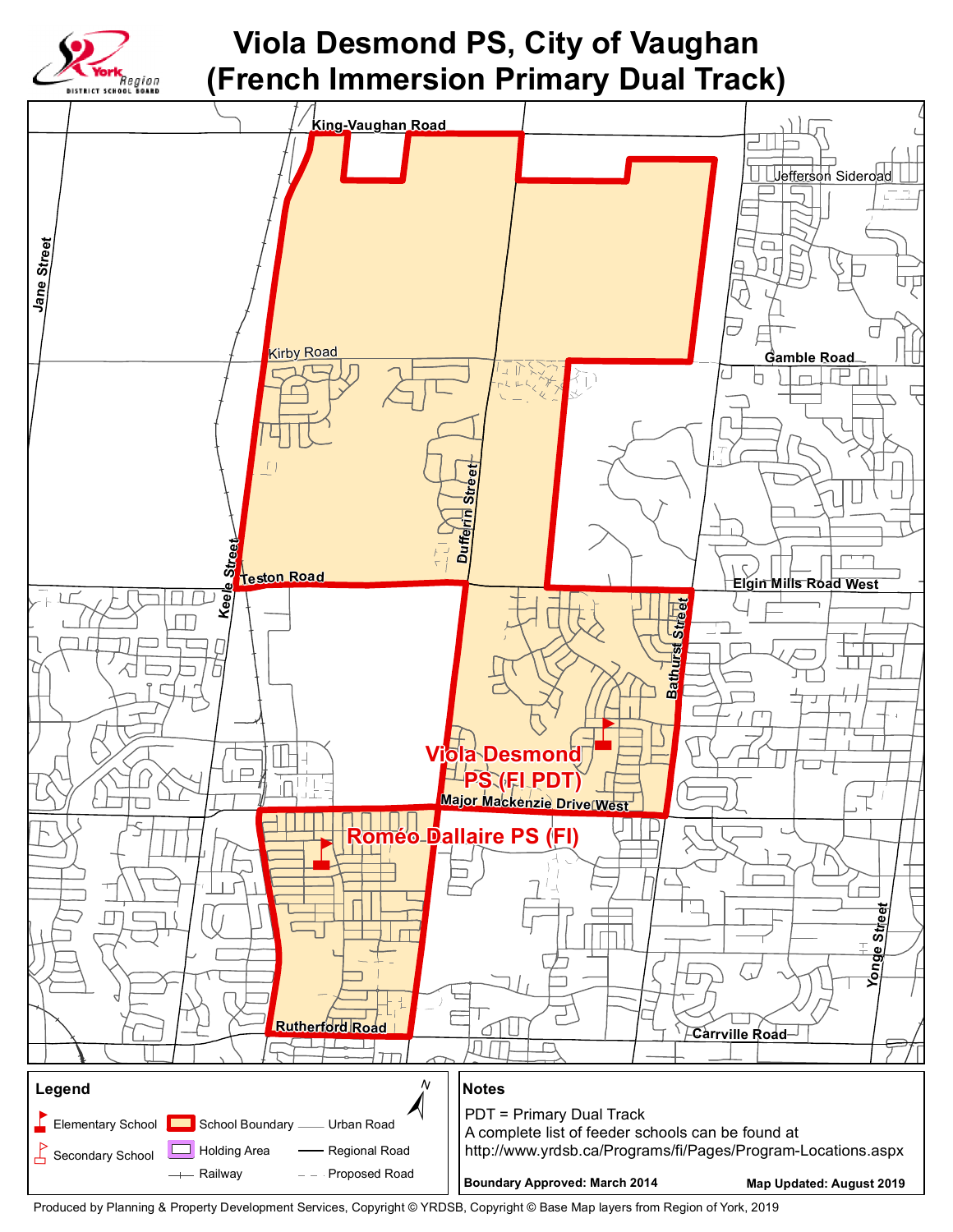# Viola Desmond PS, City of Vaughan (French Immersion Primary Dual Track)

King-Vaughan Road

Jefferson Sideroad

Jane Street

Kirby Road

Gamble Road

Dufferin Street

Keele Street

Teston Road

Elgin Mills Road West

Bathurst Street

Viola Desmond PS (FI PDT)

Major Mackenzie Drive West

Roméo Dallaire PS (FI)

Yonge Street

Rutherford Road

Carrville Road

## Legend

- Elementary School
- Secondary School
- School Boundary
- Holding Area
- Railway
- Urban Road
- Regional Road
- Proposed Road

N

## Notes

PDT = Primary Dual Track

A complete list of feeder schools can be found at http://www.yrdsb.ca/Programs/fi/Pages/Program-Locations.aspx

**Boundary Approved: March 2014**

**Map Updated: August 2019**

Produced by Planning & Property Development Services, Copyright © YRDSB, Copyright © Base Map layers from Region of York, 2019